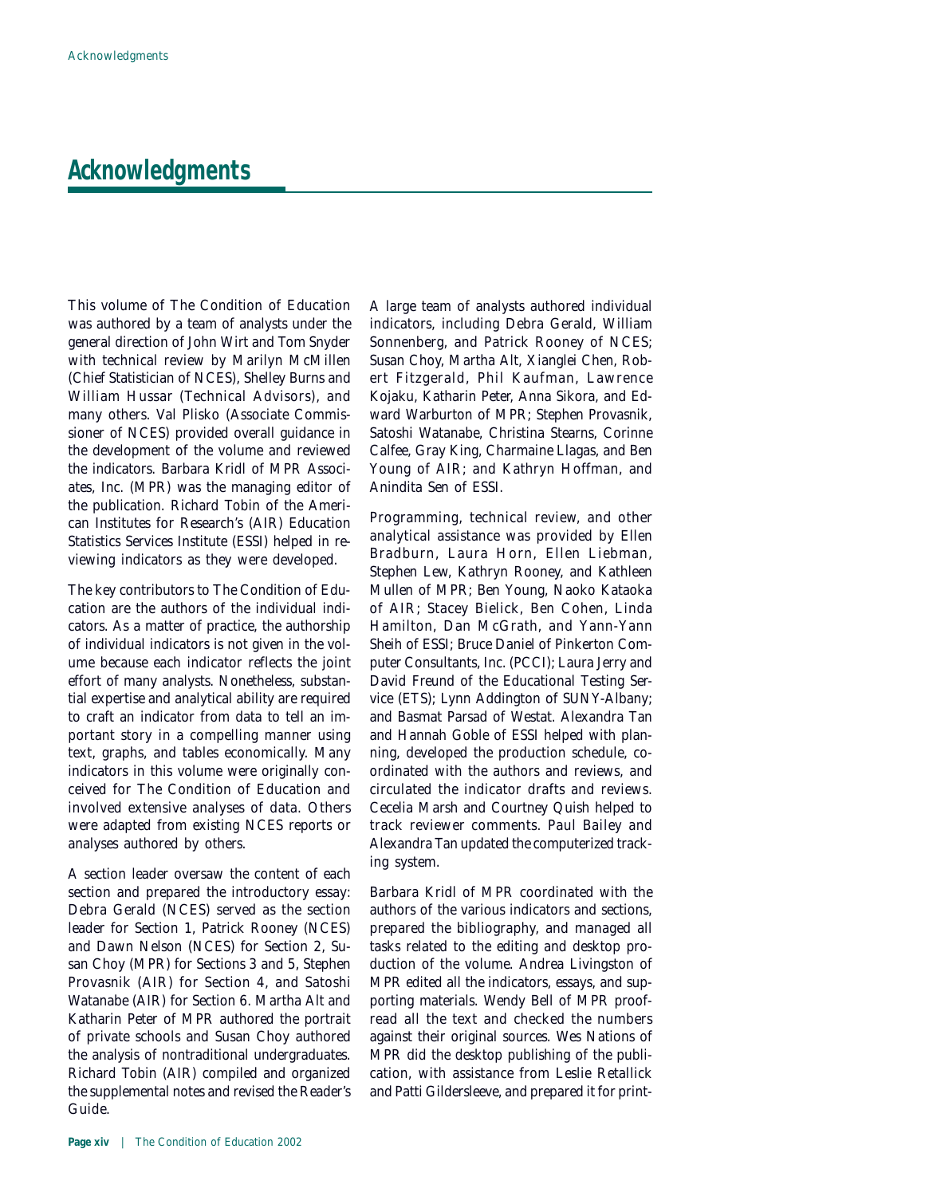# Acknowledgments

This volume of The Condition of Education was authored by a team of analysts under the general direction of John Wirt and Tom Snyder with technical review by Marilyn McMillen (Chief Statistician of NCES), Shelley Burns and William Hussar (Technical Advisors), and many others. Val Plisko (Associate Commissioner of NCES) provided overall guidance in the development of the volume and reviewed the indicators. Barbara Kridl of MPR Associates, Inc. (MPR) was the managing editor of the publication. Richard Tobin of the American Institutes for Research's (AIR) Education Statistics Services Institute (ESSI) helped in reviewing indicators as they were developed.

The key contributors to The Condition of Education are the authors of the individual indicators. As a matter of practice, the authorship of individual indicators is not given in the volume because each indicator reflects the joint effort of many analysts. Nonetheless, substantial expertise and analytical ability are required to craft an indicator from data to tell an important story in a compelling manner using text, graphs, and tables economically. Many indicators in this volume were originally conceived for The Condition of Education and involved extensive analyses of data. Others were adapted from existing NCES reports or analyses authored by others.

A section leader oversaw the content of each section and prepared the introductory essay: Debra Gerald (NCES) served as the section leader for Section 1, Patrick Rooney (NCES) and Dawn Nelson (NCES) for Section 2, Susan Choy (MPR) for Sections 3 and 5, Stephen Provasnik (AIR) for Section 4, and Satoshi Watanabe (AIR) for Section 6. Martha Alt and Katharin Peter of MPR authored the portrait of private schools and Susan Choy authored the analysis of nontraditional undergraduates. Richard Tobin (AIR) compiled and organized the supplemental notes and revised the Reader's Guide.

A large team of analysts authored individual indicators, including Debra Gerald, William Sonnenberg, and Patrick Rooney of NCES; Susan Choy, Martha Alt, Xianglei Chen, Robert Fitzgerald, Phil Kaufman, Lawrence Kojaku, Katharin Peter, Anna Sikora, and Edward Warburton of MPR; Stephen Provasnik, Satoshi Watanabe, Christina Stearns, Corinne Calfee, Gray King, Charmaine Llagas, and Ben Young of AIR; and Kathryn Hoffman, and Anindita Sen of ESSI.

Programming, technical review, and other analytical assistance was provided by Ellen Bradburn, Laura Horn, Ellen Liebman, Stephen Lew, Kathryn Rooney, and Kathleen Mullen of MPR; Ben Young, Naoko Kataoka of AIR; Stacey Bielick, Ben Cohen, Linda Hamilton, Dan McGrath, and Yann-Yann Sheih of ESSI; Bruce Daniel of Pinkerton Computer Consultants, Inc. (PCCI); Laura Jerry and David Freund of the Educational Testing Service (ETS); Lynn Addington of SUNY-Albany; and Basmat Parsad of Westat. Alexandra Tan and Hannah Goble of ESSI helped with planning, developed the production schedule, coordinated with the authors and reviews, and circulated the indicator drafts and reviews. Cecelia Marsh and Courtney Quish helped to track reviewer comments. Paul Bailey and Alexandra Tan updated the computerized tracking system.

Barbara Kridl of MPR coordinated with the authors of the various indicators and sections, prepared the bibliography, and managed all tasks related to the editing and desktop production of the volume. Andrea Livingston of MPR edited all the indicators, essays, and supporting materials. Wendy Bell of MPR proofread all the text and checked the numbers against their original sources. Wes Nations of MPR did the desktop publishing of the publication, with assistance from Leslie Retallick and Patti Gildersleeve, and prepared it for print-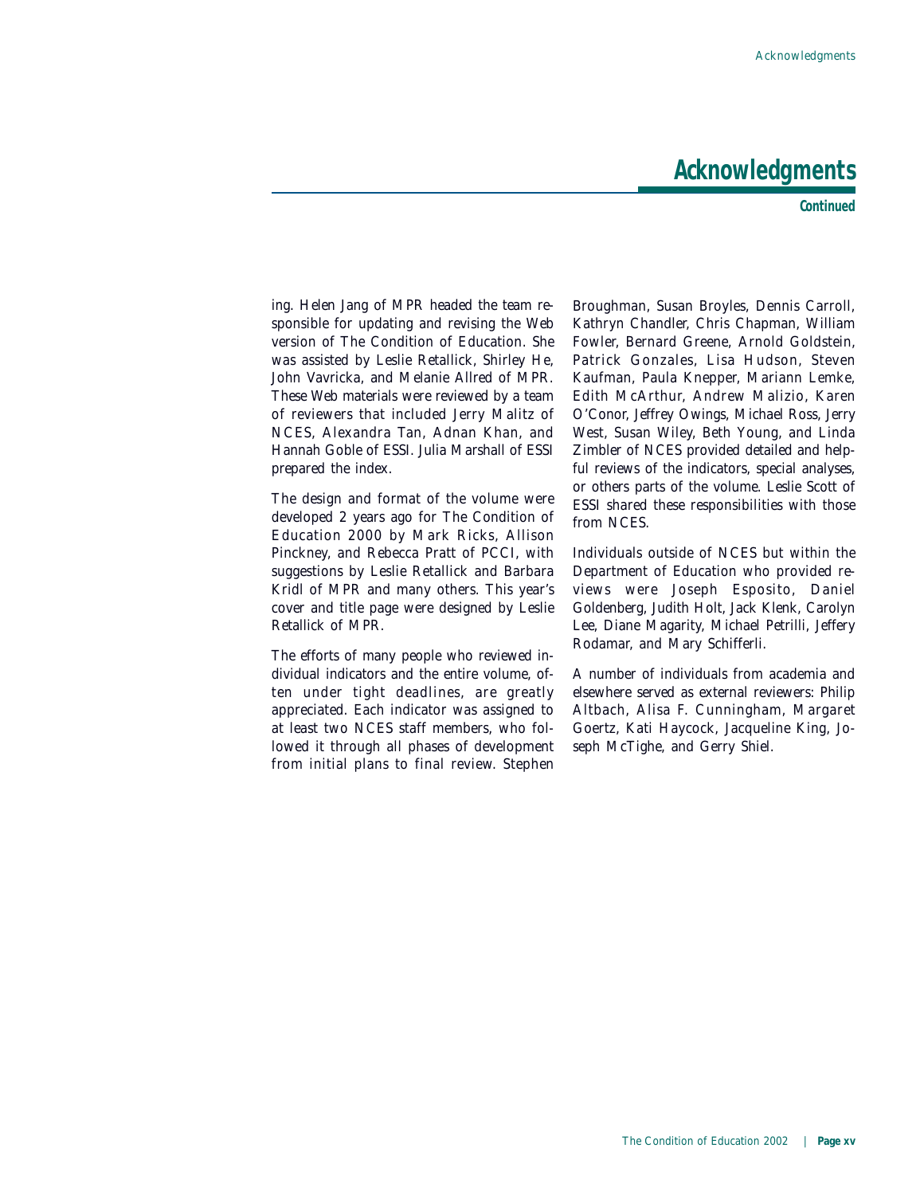# Acknowledgments

**Continued**

ing. Helen Jang of MPR headed the team responsible for updating and revising the Web version of The Condition of Education. She was assisted by Leslie Retallick, Shirley He, John Vavricka, and Melanie Allred of MPR. These Web materials were reviewed by a team of reviewers that included Jerry Malitz of NCES, Alexandra Tan, Adnan Khan, and Hannah Goble of ESSI. Julia Marshall of ESSI prepared the index.

The design and format of the volume were developed 2 years ago for The Condition of Education 2000 by Mark Ricks, Allison Pinckney, and Rebecca Pratt of PCCI, with suggestions by Leslie Retallick and Barbara Kridl of MPR and many others. This year's cover and title page were designed by Leslie Retallick of MPR.

The efforts of many people who reviewed individual indicators and the entire volume, often under tight deadlines, are greatly appreciated. Each indicator was assigned to at least two NCES staff members, who followed it through all phases of development from initial plans to final review. Stephen Broughman, Susan Broyles, Dennis Carroll, Kathryn Chandler, Chris Chapman, William Fowler, Bernard Greene, Arnold Goldstein, Patrick Gonzales, Lisa Hudson, Steven Kaufman, Paula Knepper, Mariann Lemke, Edith McArthur, Andrew Malizio, Karen O'Conor, Jeffrey Owings, Michael Ross, Jerry West, Susan Wiley, Beth Young, and Linda Zimbler of NCES provided detailed and helpful reviews of the indicators, special analyses, or others parts of the volume. Leslie Scott of ESSI shared these responsibilities with those from NCES.

Individuals outside of NCES but within the Department of Education who provided reviews were Joseph Esposito, Daniel Goldenberg, Judith Holt, Jack Klenk, Carolyn Lee, Diane Magarity, Michael Petrilli, Jeffery Rodamar, and Mary Schifferli.

A number of individuals from academia and elsewhere served as external reviewers: Philip Altbach, Alisa F. Cunningham, Margaret Goertz, Kati Haycock, Jacqueline King, Joseph McTighe, and Gerry Shiel.